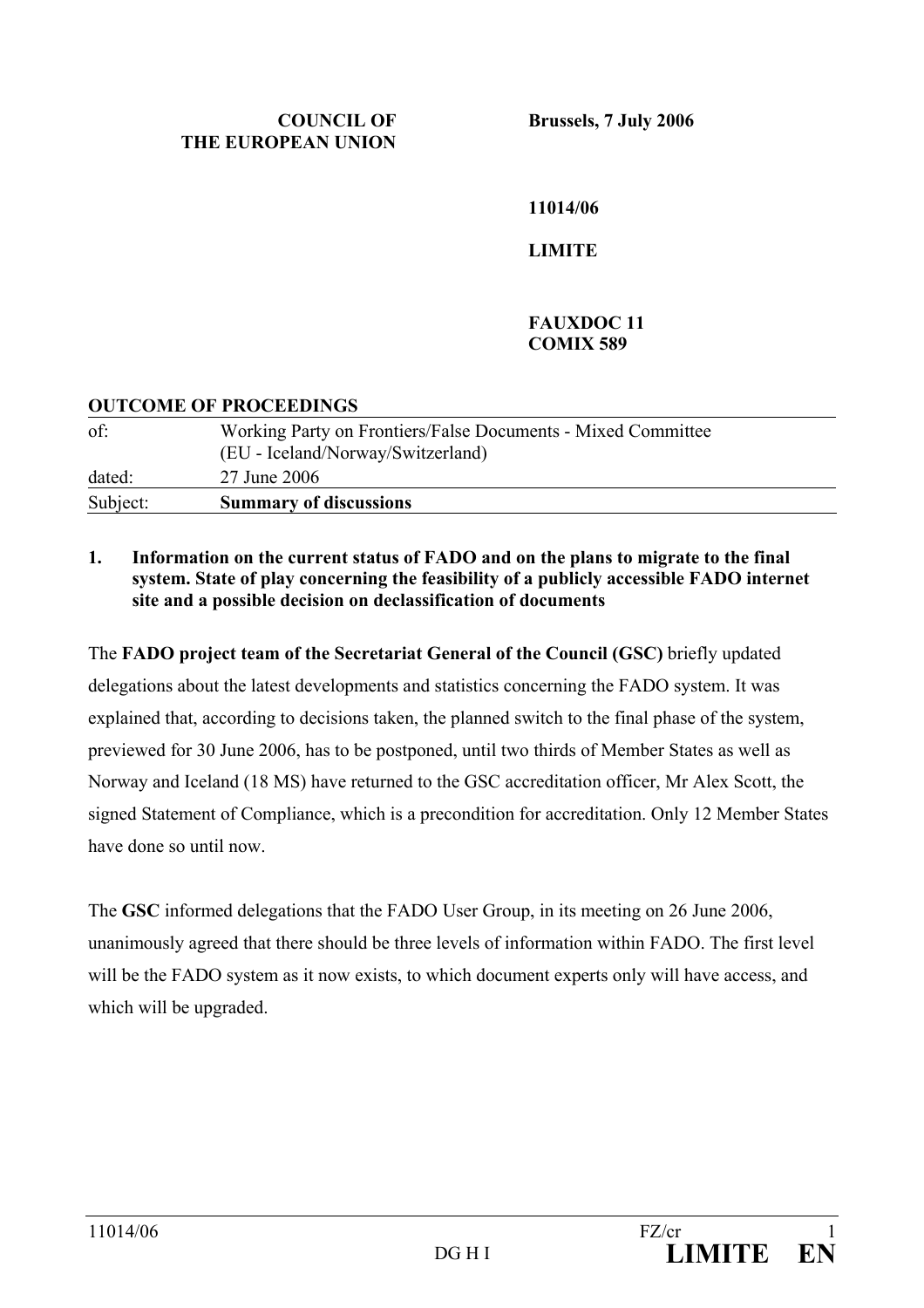COUNCIL OF
THE EUROPEAN UNION

Brussels, 7 July 2006

**11014/06**

**LIMITE**

**FAUXDOC 11**
**COMIX 589**

**OUTCOME OF PROCEEDINGS**

| | |
|---|---|
| of: | Working Party on Frontiers/False Documents - Mixed Committee (EU - Iceland/Norway/Switzerland) |
| dated: | 27 June 2006 |
| Subject: | **Summary of discussions** |

**1. Information on the current status of FADO and on the plans to migrate to the final system. State of play concerning the feasibility of a publicly accessible FADO internet site and a possible decision on declassification of documents**

The **FADO project team of the Secretariat General of the Council (GSC)** briefly updated delegations about the latest developments and statistics concerning the FADO system. It was explained that, according to decisions taken, the planned switch to the final phase of the system, previewed for 30 June 2006, has to be postponed, until two thirds of Member States as well as Norway and Iceland (18 MS) have returned to the GSC accreditation officer, Mr Alex Scott, the signed Statement of Compliance, which is a precondition for accreditation. Only 12 Member States have done so until now.

The **GSC** informed delegations that the FADO User Group, in its meeting on 26 June 2006, unanimously agreed that there should be three levels of information within FADO. The first level will be the FADO system as it now exists, to which document experts only will have access, and which will be upgraded.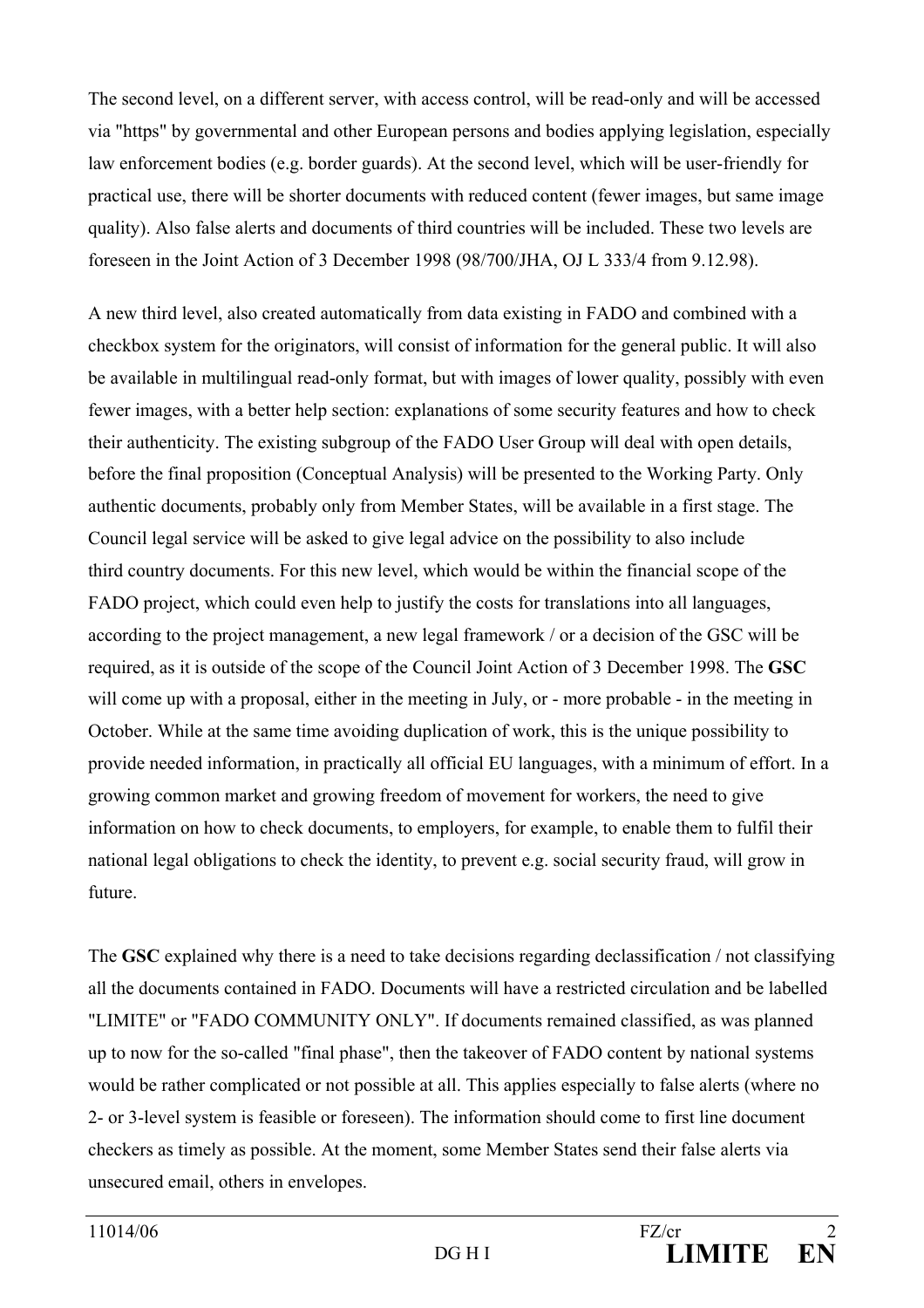The second level, on a different server, with access control, will be read-only and will be accessed via "https" by governmental and other European persons and bodies applying legislation, especially law enforcement bodies (e.g. border guards). At the second level, which will be user-friendly for practical use, there will be shorter documents with reduced content (fewer images, but same image quality). Also false alerts and documents of third countries will be included. These two levels are foreseen in the Joint Action of 3 December 1998 (98/700/JHA, OJ L 333/4 from 9.12.98).

A new third level, also created automatically from data existing in FADO and combined with a checkbox system for the originators, will consist of information for the general public. It will also be available in multilingual read-only format, but with images of lower quality, possibly with even fewer images, with a better help section: explanations of some security features and how to check their authenticity. The existing subgroup of the FADO User Group will deal with open details, before the final proposition (Conceptual Analysis) will be presented to the Working Party. Only authentic documents, probably only from Member States, will be available in a first stage. The Council legal service will be asked to give legal advice on the possibility to also include third country documents. For this new level, which would be within the financial scope of the FADO project, which could even help to justify the costs for translations into all languages, according to the project management, a new legal framework / or a decision of the GSC will be required, as it is outside of the scope of the Council Joint Action of 3 December 1998. The **GSC** will come up with a proposal, either in the meeting in July, or - more probable - in the meeting in October. While at the same time avoiding duplication of work, this is the unique possibility to provide needed information, in practically all official EU languages, with a minimum of effort. In a growing common market and growing freedom of movement for workers, the need to give information on how to check documents, to employers, for example, to enable them to fulfil their national legal obligations to check the identity, to prevent e.g. social security fraud, will grow in future.

The **GSC** explained why there is a need to take decisions regarding declassification / not classifying all the documents contained in FADO. Documents will have a restricted circulation and be labelled "LIMITE" or "FADO COMMUNITY ONLY". If documents remained classified, as was planned up to now for the so-called "final phase", then the takeover of FADO content by national systems would be rather complicated or not possible at all. This applies especially to false alerts (where no 2- or 3-level system is feasible or foreseen). The information should come to first line document checkers as timely as possible. At the moment, some Member States send their false alerts via unsecured email, others in envelopes.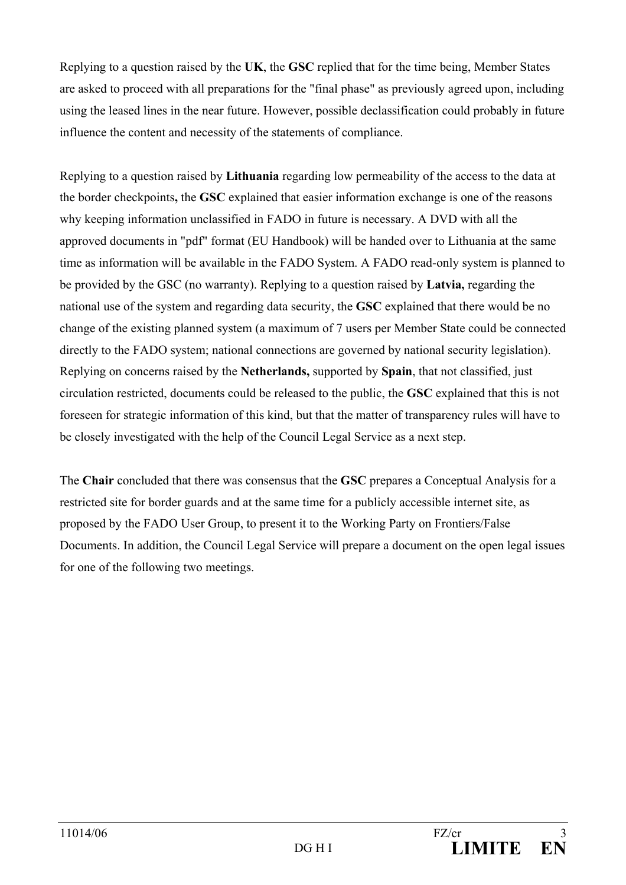Replying to a question raised by the **UK**, the **GSC** replied that for the time being, Member States are asked to proceed with all preparations for the "final phase" as previously agreed upon, including using the leased lines in the near future. However, possible declassification could probably in future influence the content and necessity of the statements of compliance.

Replying to a question raised by **Lithuania** regarding low permeability of the access to the data at the border checkpoints**,** the **GSC** explained that easier information exchange is one of the reasons why keeping information unclassified in FADO in future is necessary. A DVD with all the approved documents in "pdf" format (EU Handbook) will be handed over to Lithuania at the same time as information will be available in the FADO System. A FADO read-only system is planned to be provided by the GSC (no warranty). Replying to a question raised by **Latvia,** regarding the national use of the system and regarding data security, the **GSC** explained that there would be no change of the existing planned system (a maximum of 7 users per Member State could be connected directly to the FADO system; national connections are governed by national security legislation). Replying on concerns raised by the **Netherlands,** supported by **Spain**, that not classified, just circulation restricted, documents could be released to the public, the **GSC** explained that this is not foreseen for strategic information of this kind, but that the matter of transparency rules will have to be closely investigated with the help of the Council Legal Service as a next step.

The **Chair** concluded that there was consensus that the **GSC** prepares a Conceptual Analysis for a restricted site for border guards and at the same time for a publicly accessible internet site, as proposed by the FADO User Group, to present it to the Working Party on Frontiers/False Documents. In addition, the Council Legal Service will prepare a document on the open legal issues for one of the following two meetings.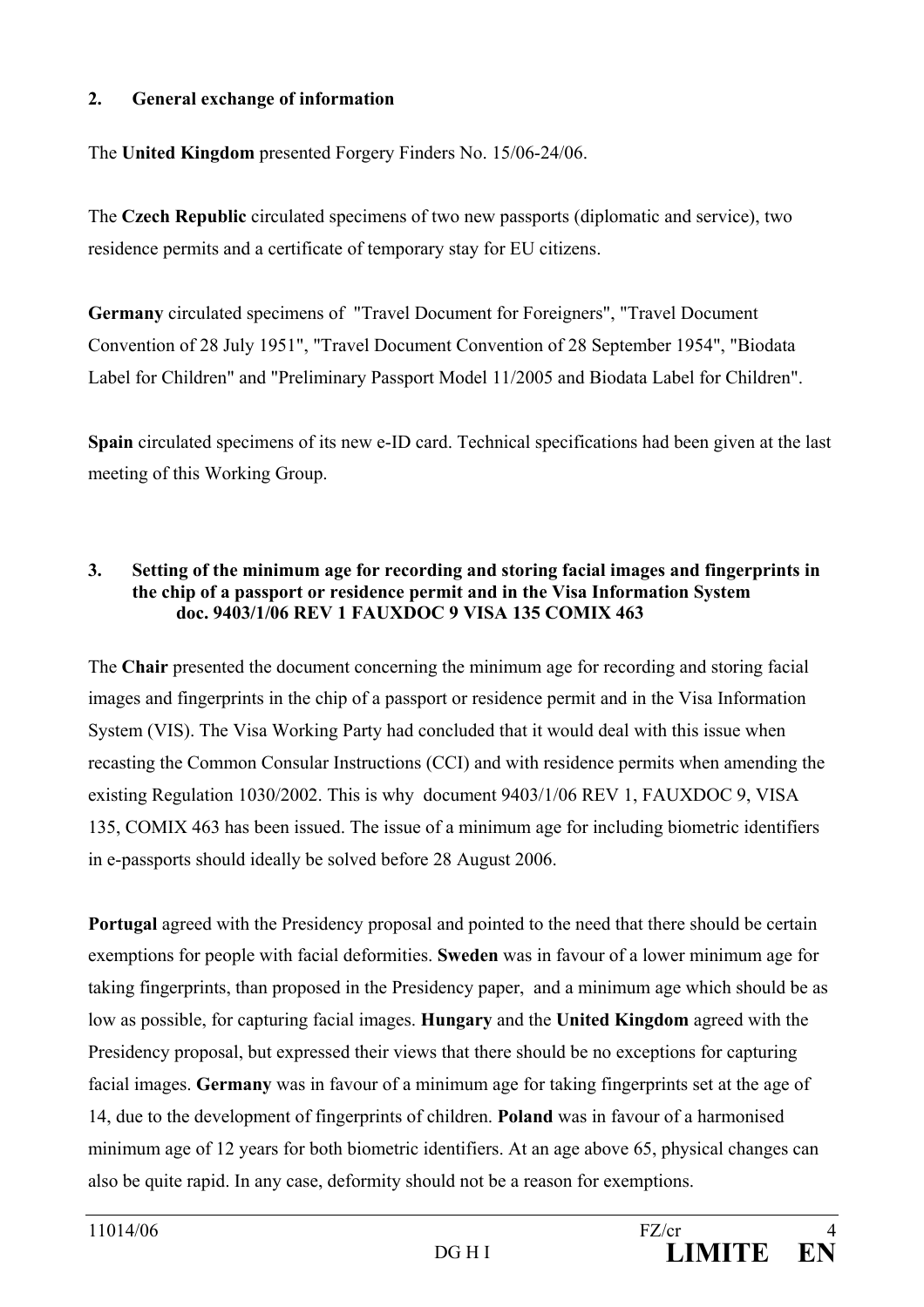## 2. General exchange of information

The **United Kingdom** presented Forgery Finders No. 15/06-24/06.

The **Czech Republic** circulated specimens of two new passports (diplomatic and service), two residence permits and a certificate of temporary stay for EU citizens.

**Germany** circulated specimens of "Travel Document for Foreigners", "Travel Document Convention of 28 July 1951", "Travel Document Convention of 28 September 1954", "Biodata Label for Children" and "Preliminary Passport Model 11/2005 and Biodata Label for Children".

**Spain** circulated specimens of its new e-ID card. Technical specifications had been given at the last meeting of this Working Group.

## 3. Setting of the minimum age for recording and storing facial images and fingerprints in the chip of a passport or residence permit and in the Visa Information System doc. 9403/1/06 REV 1 FAUXDOC 9 VISA 135 COMIX 463

The **Chair** presented the document concerning the minimum age for recording and storing facial images and fingerprints in the chip of a passport or residence permit and in the Visa Information System (VIS). The Visa Working Party had concluded that it would deal with this issue when recasting the Common Consular Instructions (CCI) and with residence permits when amending the existing Regulation 1030/2002. This is why document 9403/1/06 REV 1, FAUXDOC 9, VISA 135, COMIX 463 has been issued. The issue of a minimum age for including biometric identifiers in e-passports should ideally be solved before 28 August 2006.

**Portugal** agreed with the Presidency proposal and pointed to the need that there should be certain exemptions for people with facial deformities. **Sweden** was in favour of a lower minimum age for taking fingerprints, than proposed in the Presidency paper, and a minimum age which should be as low as possible, for capturing facial images. **Hungary** and the **United Kingdom** agreed with the Presidency proposal, but expressed their views that there should be no exceptions for capturing facial images. **Germany** was in favour of a minimum age for taking fingerprints set at the age of 14, due to the development of fingerprints of children. **Poland** was in favour of a harmonised minimum age of 12 years for both biometric identifiers. At an age above 65, physical changes can also be quite rapid. In any case, deformity should not be a reason for exemptions.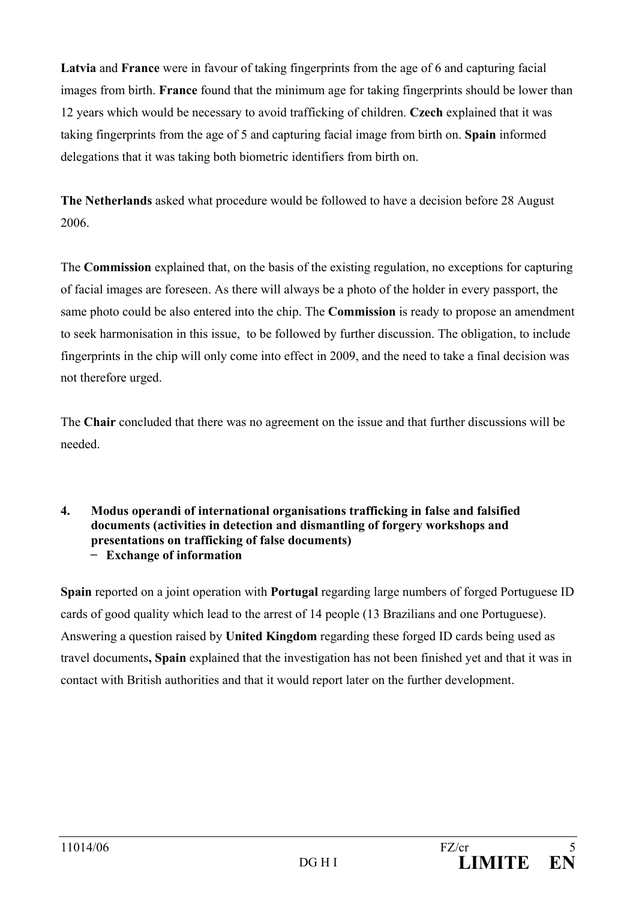**Latvia** and **France** were in favour of taking fingerprints from the age of 6 and capturing facial images from birth. **France** found that the minimum age for taking fingerprints should be lower than 12 years which would be necessary to avoid trafficking of children. **Czech** explained that it was taking fingerprints from the age of 5 and capturing facial image from birth on. **Spain** informed delegations that it was taking both biometric identifiers from birth on.

**The Netherlands** asked what procedure would be followed to have a decision before 28 August 2006.

The **Commission** explained that, on the basis of the existing regulation, no exceptions for capturing of facial images are foreseen. As there will always be a photo of the holder in every passport, the same photo could be also entered into the chip. The **Commission** is ready to propose an amendment to seek harmonisation in this issue, to be followed by further discussion. The obligation, to include fingerprints in the chip will only come into effect in 2009, and the need to take a final decision was not therefore urged.

The **Chair** concluded that there was no agreement on the issue and that further discussions will be needed.

**4. Modus operandi of international organisations trafficking in false and falsified documents (activities in detection and dismantling of forgery workshops and presentations on trafficking of false documents)**
- **Exchange of information**

**Spain** reported on a joint operation with **Portugal** regarding large numbers of forged Portuguese ID cards of good quality which lead to the arrest of 14 people (13 Brazilians and one Portuguese). Answering a question raised by **United Kingdom** regarding these forged ID cards being used as travel documents**, Spain** explained that the investigation has not been finished yet and that it was in contact with British authorities and that it would report later on the further development.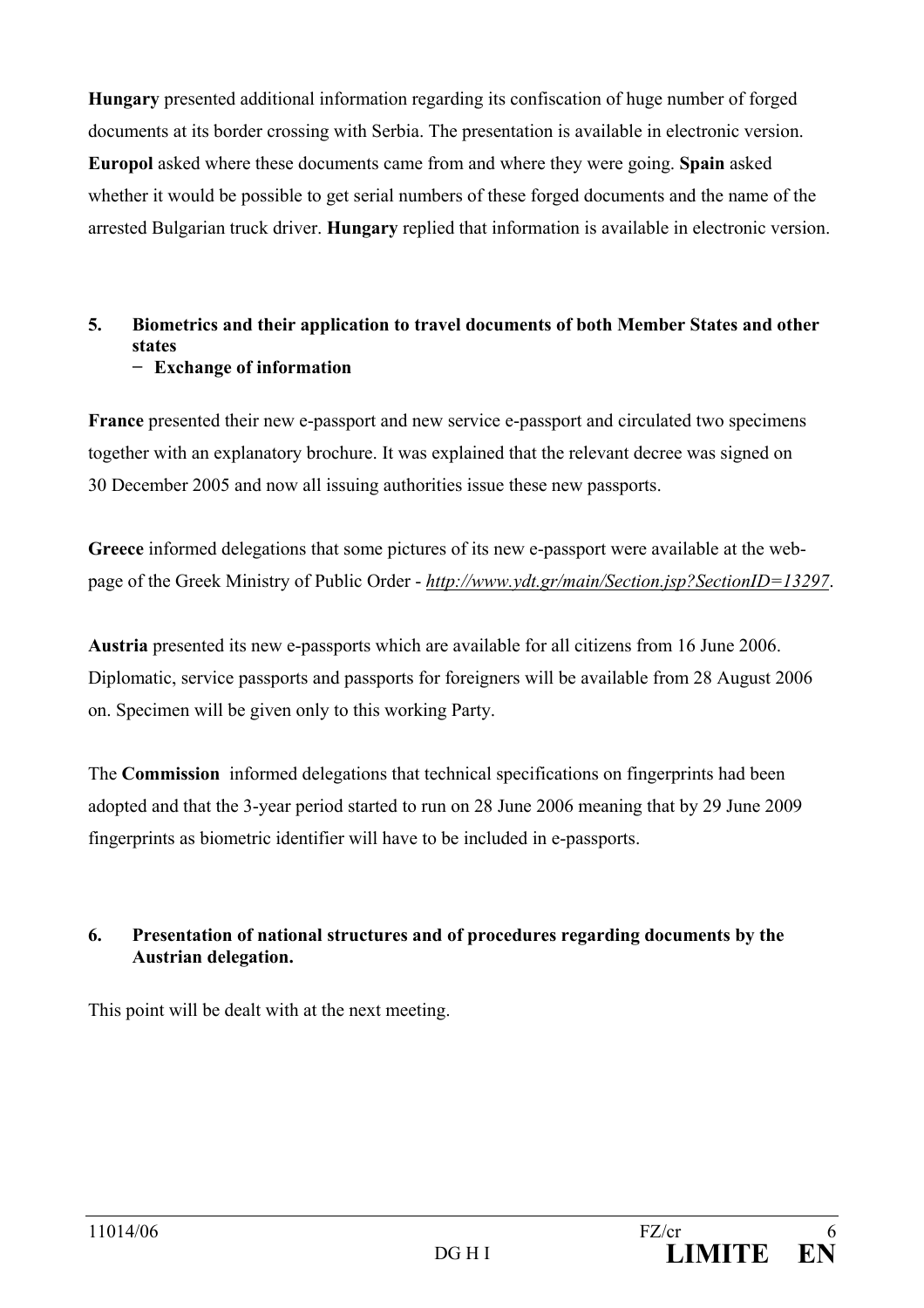**Hungary** presented additional information regarding its confiscation of huge number of forged documents at its border crossing with Serbia. The presentation is available in electronic version. **Europol** asked where these documents came from and where they were going. **Spain** asked whether it would be possible to get serial numbers of these forged documents and the name of the arrested Bulgarian truck driver. **Hungary** replied that information is available in electronic version.

**5. Biometrics and their application to travel documents of both Member States and other states**
**− Exchange of information**

**France** presented their new e-passport and new service e-passport and circulated two specimens together with an explanatory brochure. It was explained that the relevant decree was signed on 30 December 2005 and now all issuing authorities issue these new passports.

**Greece** informed delegations that some pictures of its new e-passport were available at the web-page of the Greek Ministry of Public Order - *http://www.ydt.gr/main/Section.jsp?SectionID=13297*.

**Austria** presented its new e-passports which are available for all citizens from 16 June 2006. Diplomatic, service passports and passports for foreigners will be available from 28 August 2006 on. Specimen will be given only to this working Party.

The **Commission** informed delegations that technical specifications on fingerprints had been adopted and that the 3-year period started to run on 28 June 2006 meaning that by 29 June 2009 fingerprints as biometric identifier will have to be included in e-passports.

**6. Presentation of national structures and of procedures regarding documents by the Austrian delegation.**

This point will be dealt with at the next meeting.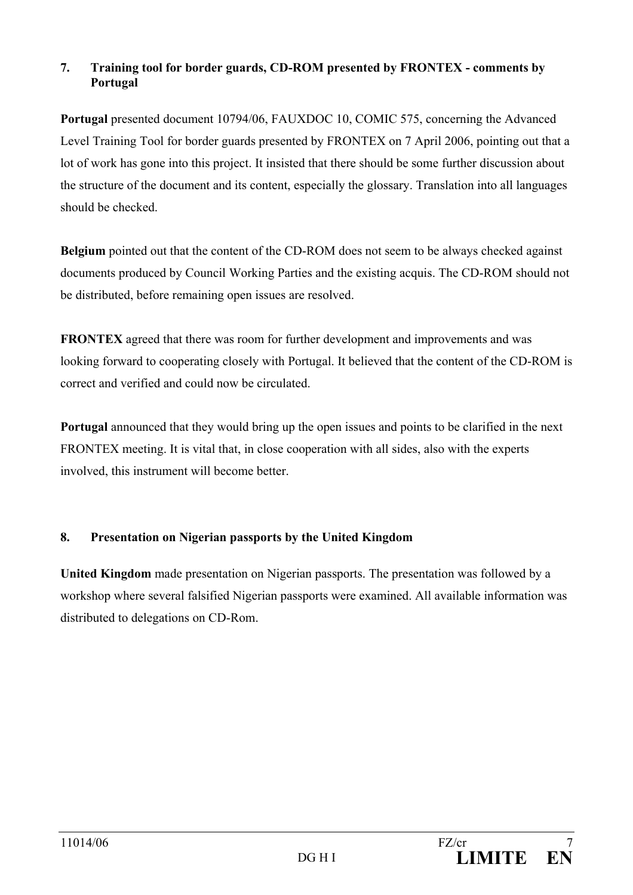## 7. Training tool for border guards, CD-ROM presented by FRONTEX - comments by Portugal

**Portugal** presented document 10794/06, FAUXDOC 10, COMIC 575, concerning the Advanced Level Training Tool for border guards presented by FRONTEX on 7 April 2006, pointing out that a lot of work has gone into this project. It insisted that there should be some further discussion about the structure of the document and its content, especially the glossary. Translation into all languages should be checked.

**Belgium** pointed out that the content of the CD-ROM does not seem to be always checked against documents produced by Council Working Parties and the existing acquis. The CD-ROM should not be distributed, before remaining open issues are resolved.

**FRONTEX** agreed that there was room for further development and improvements and was looking forward to cooperating closely with Portugal. It believed that the content of the CD-ROM is correct and verified and could now be circulated.

**Portugal** announced that they would bring up the open issues and points to be clarified in the next FRONTEX meeting. It is vital that, in close cooperation with all sides, also with the experts involved, this instrument will become better.

## 8. Presentation on Nigerian passports by the United Kingdom

**United Kingdom** made presentation on Nigerian passports. The presentation was followed by a workshop where several falsified Nigerian passports were examined. All available information was distributed to delegations on CD-Rom.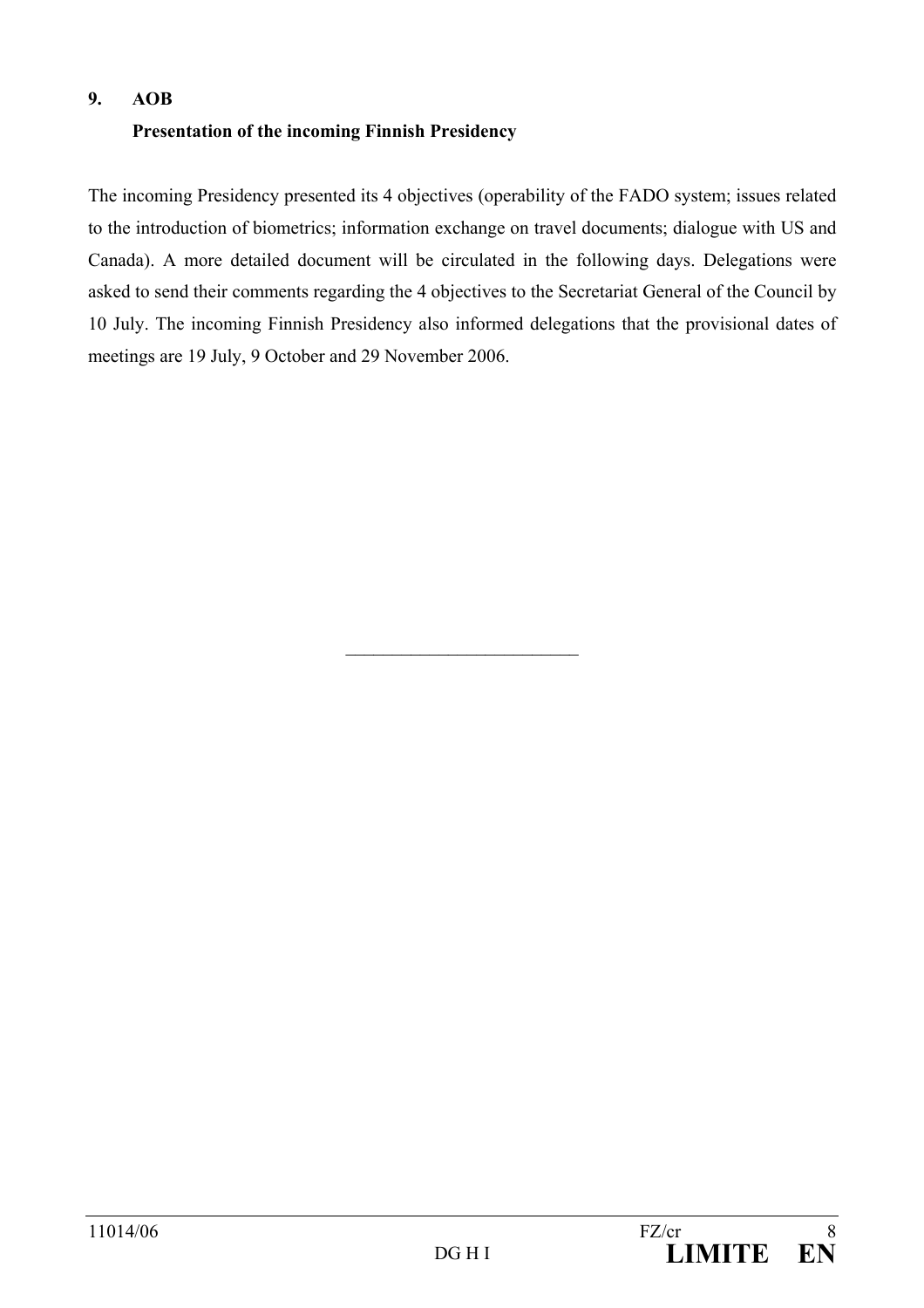## 9. AOB

**Presentation of the incoming Finnish Presidency**

The incoming Presidency presented its 4 objectives (operability of the FADO system; issues related to the introduction of biometrics; information exchange on travel documents; dialogue with US and Canada). A more detailed document will be circulated in the following days. Delegations were asked to send their comments regarding the 4 objectives to the Secretariat General of the Council by 10 July. The incoming Finnish Presidency also informed delegations that the provisional dates of meetings are 19 July, 9 October and 29 November 2006.

\_\_\_\_\_\_\_\_\_\_\_\_\_\_\_\_\_\_\_\_\_\_\_\_